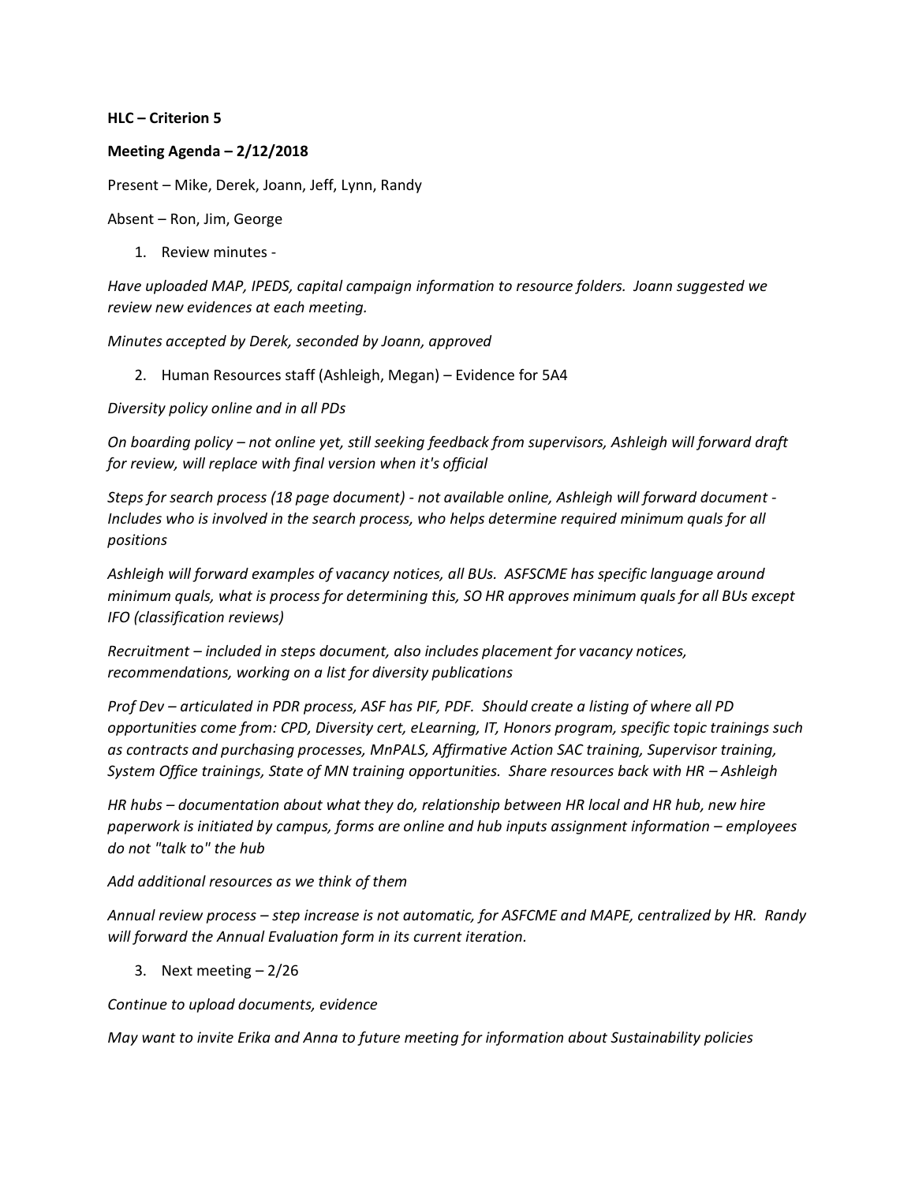**HLC – Criterion 5**

**Meeting Agenda – 2/12/2018**

Present – Mike, Derek, Joann, Jeff, Lynn, Randy

Absent – Ron, Jim, George

1. Review minutes -

*Have uploaded MAP, IPEDS, capital campaign information to resource folders. Joann suggested we review new evidences at each meeting.*

*Minutes accepted by Derek, seconded by Joann, approved*

2. Human Resources staff (Ashleigh, Megan) – Evidence for 5A4

*Diversity policy online and in all PDs*

*On boarding policy – not online yet, still seeking feedback from supervisors, Ashleigh will forward draft for review, will replace with final version when it's official*

*Steps for search process (18 page document) - not available online, Ashleigh will forward document - Includes who is involved in the search process, who helps determine required minimum quals for all positions*

*Ashleigh will forward examples of vacancy notices, all BUs. ASFSCME has specific language around minimum quals, what is process for determining this, SO HR approves minimum quals for all BUs except IFO (classification reviews)*

*Recruitment – included in steps document, also includes placement for vacancy notices, recommendations, working on a list for diversity publications*

*Prof Dev – articulated in PDR process, ASF has PIF, PDF. Should create a listing of where all PD opportunities come from: CPD, Diversity cert, eLearning, IT, Honors program, specific topic trainings such as contracts and purchasing processes, MnPALS, Affirmative Action SAC training, Supervisor training, System Office trainings, State of MN training opportunities. Share resources back with HR – Ashleigh*

*HR hubs – documentation about what they do, relationship between HR local and HR hub, new hire paperwork is initiated by campus, forms are online and hub inputs assignment information – employees do not "talk to" the hub*

*Add additional resources as we think of them*

*Annual review process – step increase is not automatic, for ASFCME and MAPE, centralized by HR. Randy will forward the Annual Evaluation form in its current iteration.*

3. Next meeting – 2/26

*Continue to upload documents, evidence*

*May want to invite Erika and Anna to future meeting for information about Sustainability policies*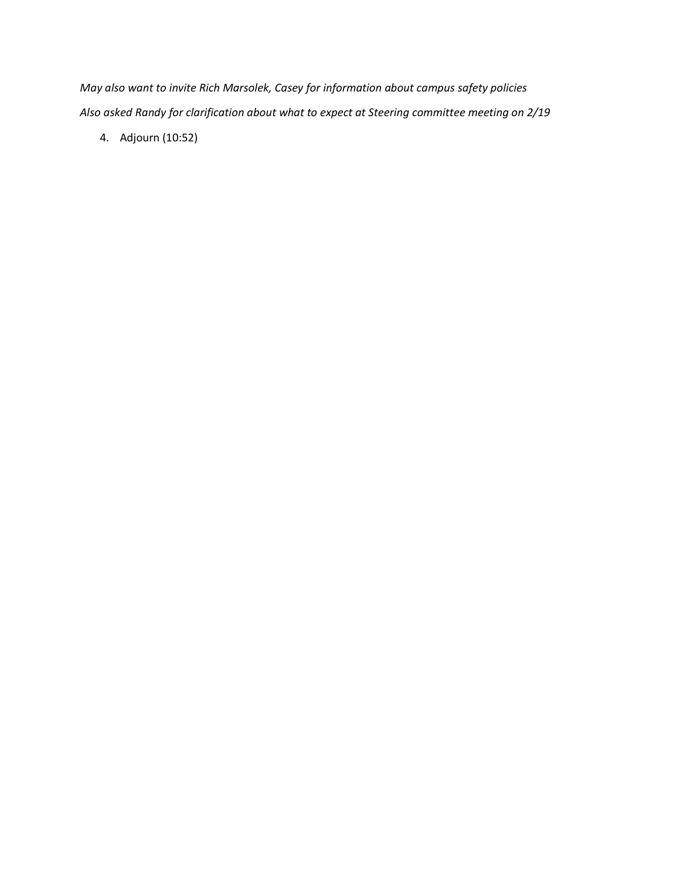*May also want to invite Rich Marsolek, Casey for information about campus safety policies*

*Also asked Randy for clarification about what to expect at Steering committee meeting on 2/19*

4. Adjourn (10:52)